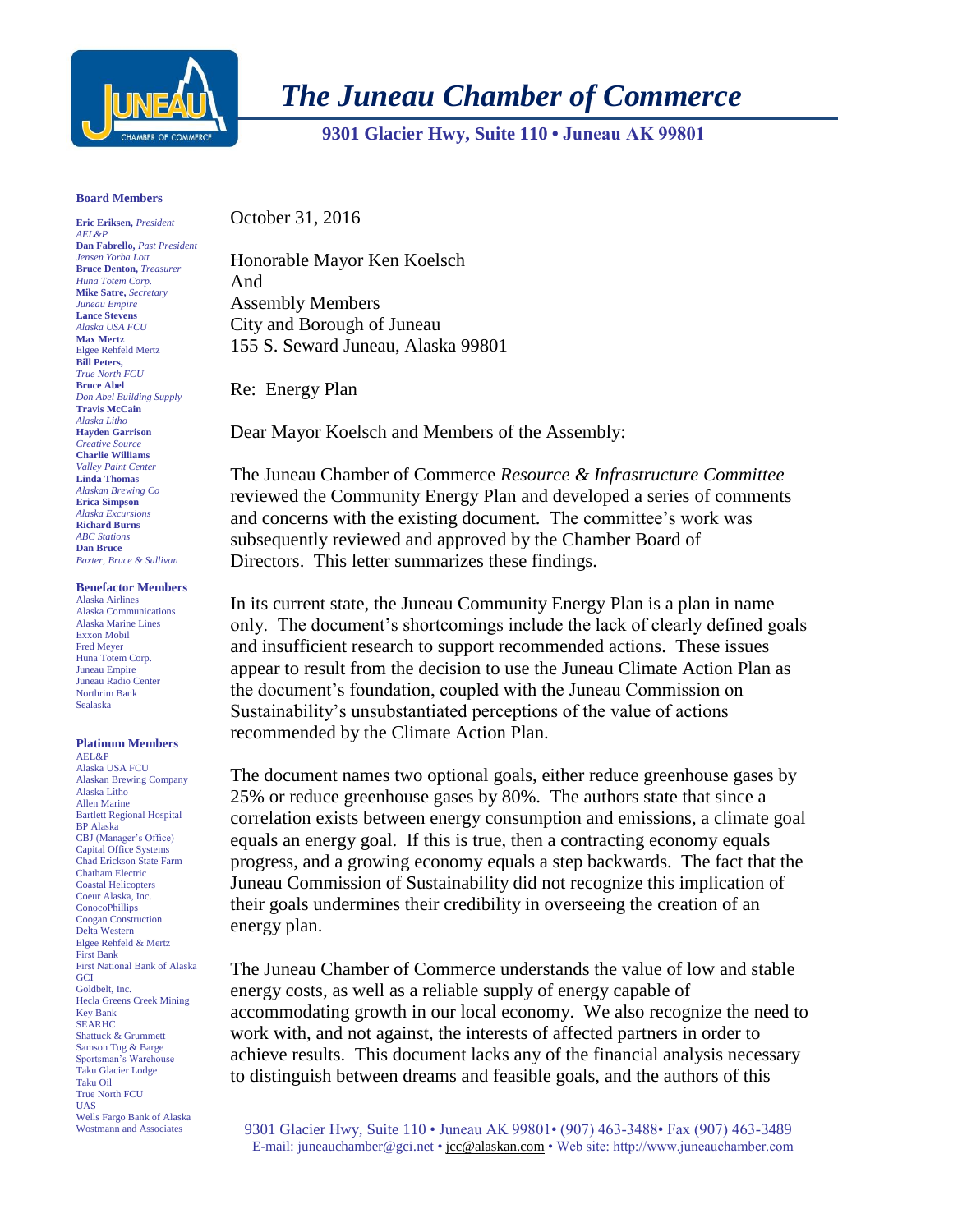# *The Juneau Chamber of Commerce*

**9301 Glacier Hwy, Suite 110 • Juneau AK 99801**

**Board Members**

**Eric Eriksen,** *President*
*AEL&P*
**Dan Fabrello,** *Past President*
*Jensen Yorba Lott*
**Bruce Denton,** *Treasurer*
*Huna Totem Corp.*
**Mike Satre,** *Secretary*
*Juneau Empire*
**Lance Stevens**
*Alaska USA FCU*
**Max Mertz**
Elgee Rehfeld Mertz
**Bill Peters,**
*True North FCU*
**Bruce Abel**
*Don Abel Building Supply*
**Travis McCain**
*Alaska Litho*
**Hayden Garrison**
*Creative Source*
**Charlie Williams**
*Valley Paint Center*
**Linda Thomas**
*Alaskan Brewing Co*
**Erica Simpson**
*Alaska Excursions*
**Richard Burns**
*ABC Stations*
**Dan Bruce**
*Baxter, Bruce & Sullivan*

**Benefactor Members**

Alaska Airlines
Alaska Communications
Alaska Marine Lines
Exxon Mobil
Fred Meyer
Huna Totem Corp.
Juneau Empire
Juneau Radio Center
Northrim Bank
Sealaska

**Platinum Members**

AEL&P
Alaska USA FCU
Alaskan Brewing Company
Alaska Litho
Allen Marine
Bartlett Regional Hospital
BP Alaska
CBJ (Manager's Office)
Capital Office Systems
Chad Erickson State Farm
Chatham Electric
Coastal Helicopters
Coeur Alaska, Inc.
ConocoPhillips
Coogan Construction
Delta Western
Elgee Rehfeld & Mertz
First Bank
First National Bank of Alaska
GCI
Goldbelt, Inc.
Hecla Greens Creek Mining
Key Bank
SEARHC
Shattuck & Grummett
Samson Tug & Barge
Sportsman's Warehouse
Taku Glacier Lodge
Taku Oil
True North FCU
UAS
Wells Fargo Bank of Alaska
Wostmann and Associates

October 31, 2016

Honorable Mayor Ken Koelsch
And
Assembly Members
City and Borough of Juneau
155 S. Seward Juneau, Alaska 99801

Re: Energy Plan

Dear Mayor Koelsch and Members of the Assembly:

The Juneau Chamber of Commerce *Resource & Infrastructure Committee* reviewed the Community Energy Plan and developed a series of comments and concerns with the existing document. The committee's work was subsequently reviewed and approved by the Chamber Board of Directors. This letter summarizes these findings.

In its current state, the Juneau Community Energy Plan is a plan in name only. The document's shortcomings include the lack of clearly defined goals and insufficient research to support recommended actions. These issues appear to result from the decision to use the Juneau Climate Action Plan as the document's foundation, coupled with the Juneau Commission on Sustainability's unsubstantiated perceptions of the value of actions recommended by the Climate Action Plan.

The document names two optional goals, either reduce greenhouse gases by 25% or reduce greenhouse gases by 80%. The authors state that since a correlation exists between energy consumption and emissions, a climate goal equals an energy goal. If this is true, then a contracting economy equals progress, and a growing economy equals a step backwards. The fact that the Juneau Commission of Sustainability did not recognize this implication of their goals undermines their credibility in overseeing the creation of an energy plan.

The Juneau Chamber of Commerce understands the value of low and stable energy costs, as well as a reliable supply of energy capable of accommodating growth in our local economy. We also recognize the need to work with, and not against, the interests of affected partners in order to achieve results. This document lacks any of the financial analysis necessary to distinguish between dreams and feasible goals, and the authors of this

9301 Glacier Hwy, Suite 110 • Juneau AK 99801• (907) 463-3488• Fax (907) 463-3489
E-mail: juneauchamber@gci.net • jcc@alaskan.com • Web site: http://www.juneauchamber.com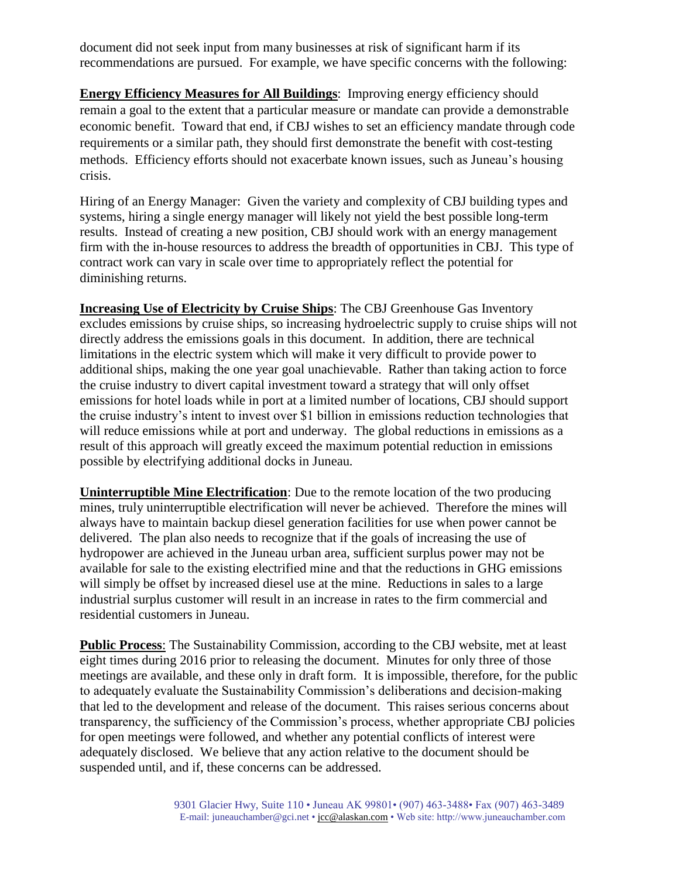document did not seek input from many businesses at risk of significant harm if its recommendations are pursued. For example, we have specific concerns with the following:

**Energy Efficiency Measures for All Buildings**: Improving energy efficiency should remain a goal to the extent that a particular measure or mandate can provide a demonstrable economic benefit. Toward that end, if CBJ wishes to set an efficiency mandate through code requirements or a similar path, they should first demonstrate the benefit with cost-testing methods. Efficiency efforts should not exacerbate known issues, such as Juneau's housing crisis.

Hiring of an Energy Manager: Given the variety and complexity of CBJ building types and systems, hiring a single energy manager will likely not yield the best possible long-term results. Instead of creating a new position, CBJ should work with an energy management firm with the in-house resources to address the breadth of opportunities in CBJ. This type of contract work can vary in scale over time to appropriately reflect the potential for diminishing returns.

**Increasing Use of Electricity by Cruise Ships**: The CBJ Greenhouse Gas Inventory excludes emissions by cruise ships, so increasing hydroelectric supply to cruise ships will not directly address the emissions goals in this document. In addition, there are technical limitations in the electric system which will make it very difficult to provide power to additional ships, making the one year goal unachievable. Rather than taking action to force the cruise industry to divert capital investment toward a strategy that will only offset emissions for hotel loads while in port at a limited number of locations, CBJ should support the cruise industry's intent to invest over $1 billion in emissions reduction technologies that will reduce emissions while at port and underway. The global reductions in emissions as a result of this approach will greatly exceed the maximum potential reduction in emissions possible by electrifying additional docks in Juneau.

**Uninterruptible Mine Electrification**: Due to the remote location of the two producing mines, truly uninterruptible electrification will never be achieved. Therefore the mines will always have to maintain backup diesel generation facilities for use when power cannot be delivered. The plan also needs to recognize that if the goals of increasing the use of hydropower are achieved in the Juneau urban area, sufficient surplus power may not be available for sale to the existing electrified mine and that the reductions in GHG emissions will simply be offset by increased diesel use at the mine. Reductions in sales to a large industrial surplus customer will result in an increase in rates to the firm commercial and residential customers in Juneau.

**Public Process**: The Sustainability Commission, according to the CBJ website, met at least eight times during 2016 prior to releasing the document. Minutes for only three of those meetings are available, and these only in draft form. It is impossible, therefore, for the public to adequately evaluate the Sustainability Commission's deliberations and decision-making that led to the development and release of the document. This raises serious concerns about transparency, the sufficiency of the Commission's process, whether appropriate CBJ policies for open meetings were followed, and whether any potential conflicts of interest were adequately disclosed. We believe that any action relative to the document should be suspended until, and if, these concerns can be addressed.

9301 Glacier Hwy, Suite 110 • Juneau AK 99801• (907) 463-3488• Fax (907) 463-3489
E-mail: juneauchamber@gci.net • jcc@alaskan.com • Web site: http://www.juneauchamber.com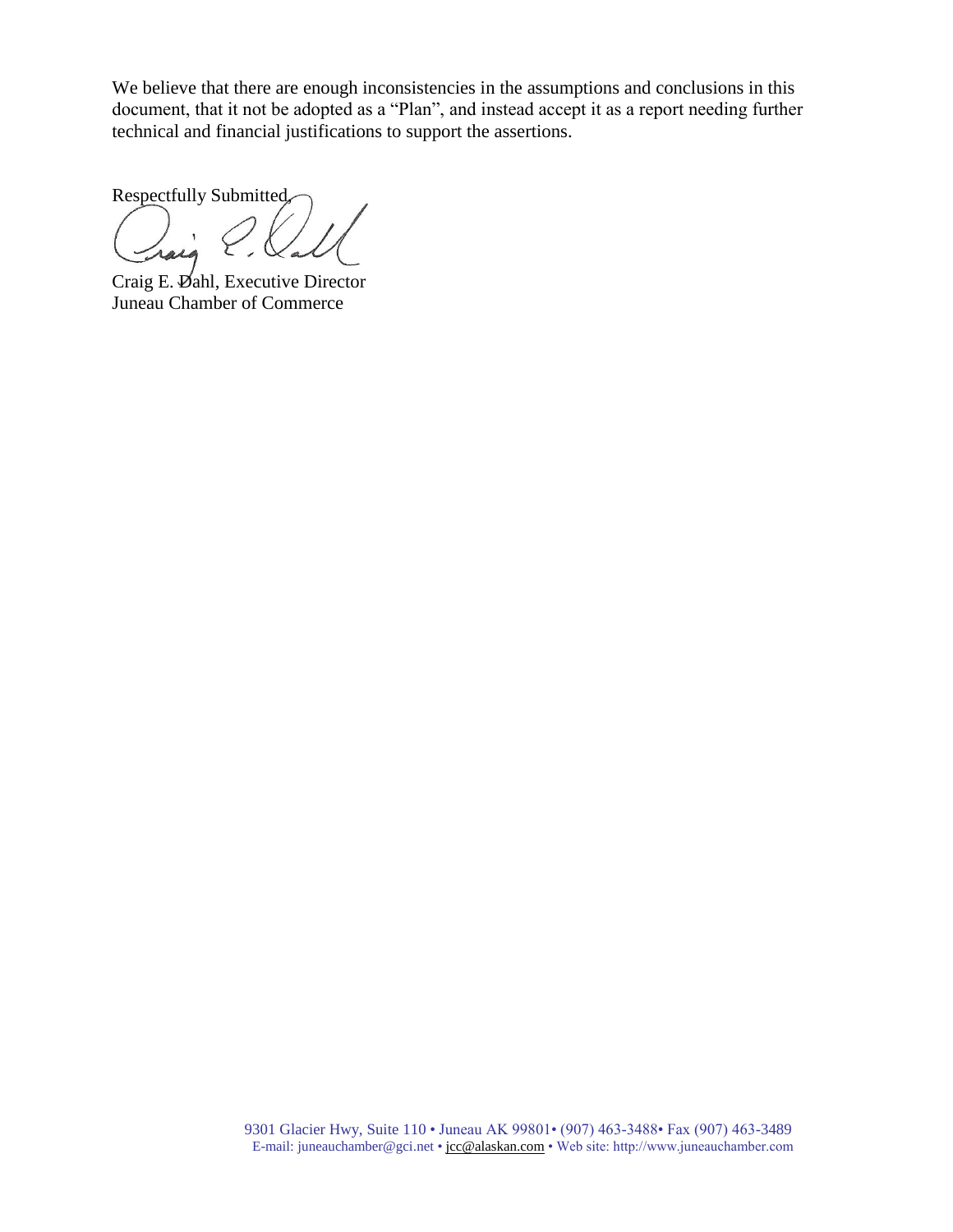We believe that there are enough inconsistencies in the assumptions and conclusions in this document, that it not be adopted as a "Plan", and instead accept it as a report needing further technical and financial justifications to support the assertions.

Respectfully Submitted,

Craig E. Dahl, Executive Director
Juneau Chamber of Commerce

9301 Glacier Hwy, Suite 110 • Juneau AK 99801• (907) 463-3488• Fax (907) 463-3489
E-mail: juneauchamber@gci.net • jcc@alaskan.com • Web site: http://www.juneauchamber.com